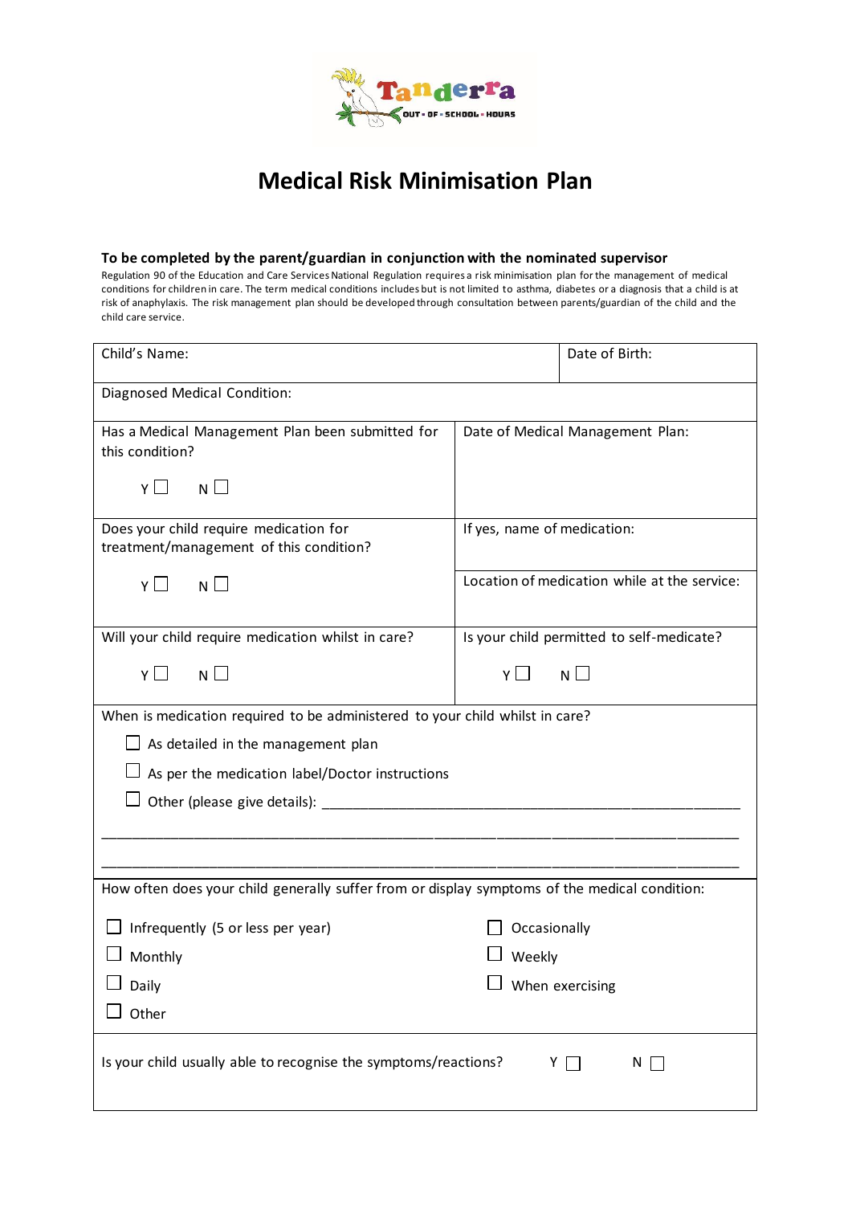# Medical Risk Minimisation Plan

**To be completed by the parent/guardian in conjunction with the nominated supervisor**

Regulation 90 of the Education and Care Services National Regulation requires a risk minimisation plan for the management of medical conditions for children in care. The term medical conditions includes but is not limited to asthma, diabetes or a diagnosis that a child is at risk of anaphylaxis. The risk management plan should be developed through consultation between parents/guardian of the child and the child care service.

| Child's Name: | Date of Birth: |
|---|---|
| Diagnosed Medical Condition: | |
| Has a Medical Management Plan been submitted for this condition?<br><br>Y ☐ N ☐ | Date of Medical Management Plan: |
| Does your child require medication for treatment/management of this condition?<br><br>Y ☐ N ☐ | If yes, name of medication:<br><br>Location of medication while at the service: |
| Will your child require medication whilst in care?<br><br>Y ☐ N ☐ | Is your child permitted to self-medicate?<br><br>Y ☐ N ☐ |

When is medication required to be administered to your child whilst in care?

- ☐ As detailed in the management plan
- ☐ As per the medication label/Doctor instructions
- ☐ Other (please give details): ______________________________________________

_______________________________________________________________________

_______________________________________________________________________

How often does your child generally suffer from or display symptoms of the medical condition:

| | |
|---|---|
| ☐ Infrequently (5 or less per year) | ☐ Occasionally |
| ☐ Monthly | ☐ Weekly |
| ☐ Daily | ☐ When exercising |
| ☐ Other | |

Is your child usually able to recognise the symptoms/reactions? Y ☐ N ☐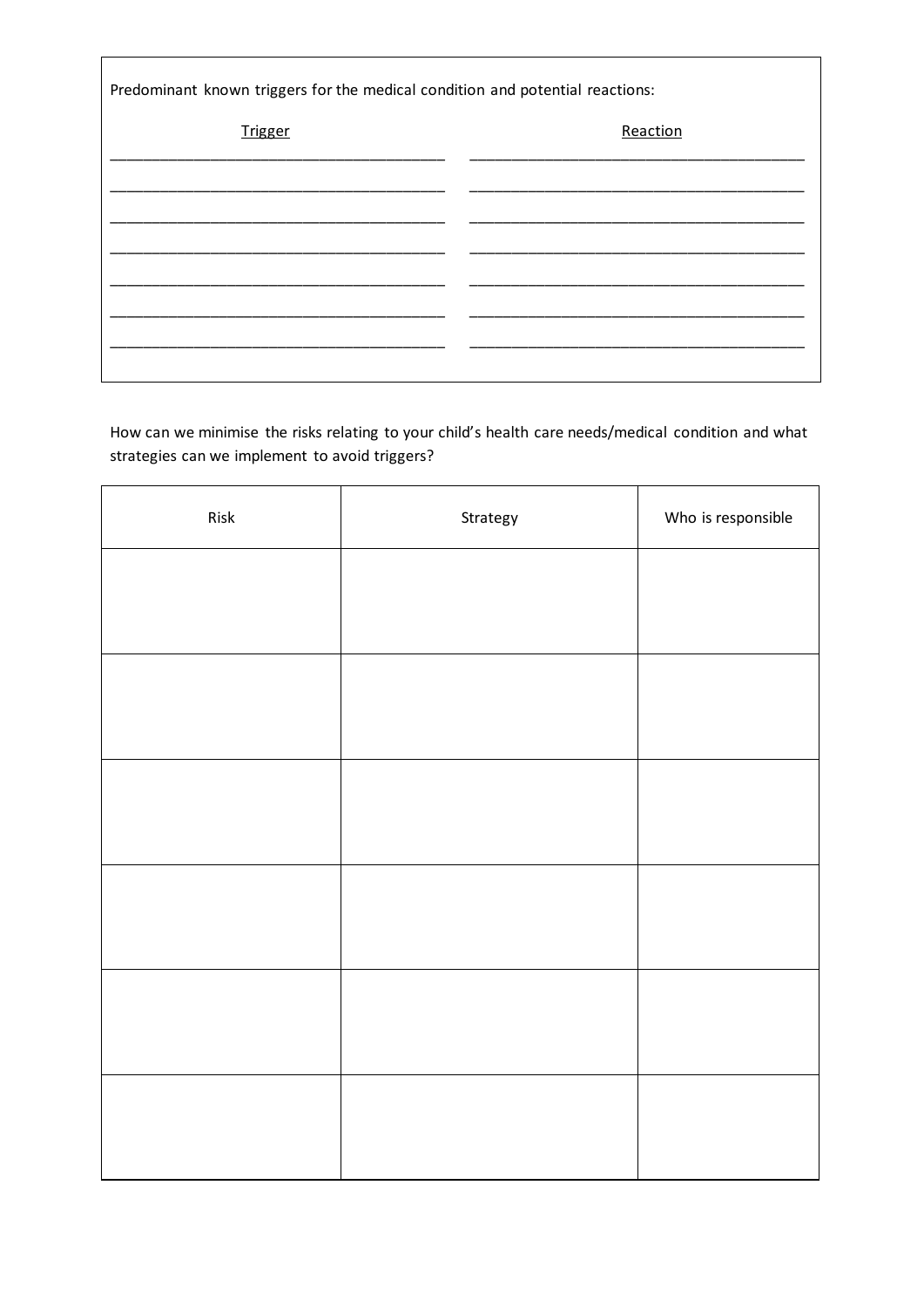Predominant known triggers for the medical condition and potential reactions:

| Trigger | Reaction |
| --- | --- |
| ______________________________________ | ______________________________________ |
| ______________________________________ | ______________________________________ |
| ______________________________________ | ______________________________________ |
| ______________________________________ | ______________________________________ |
| ______________________________________ | ______________________________________ |
| ______________________________________ | ______________________________________ |
| ______________________________________ | ______________________________________ |

How can we minimise the risks relating to your child's health care needs/medical condition and what strategies can we implement to avoid triggers?

| Risk | Strategy | Who is responsible |
| --- | --- | --- |
| | | |
| | | |
| | | |
| | | |
| | | |
| | | |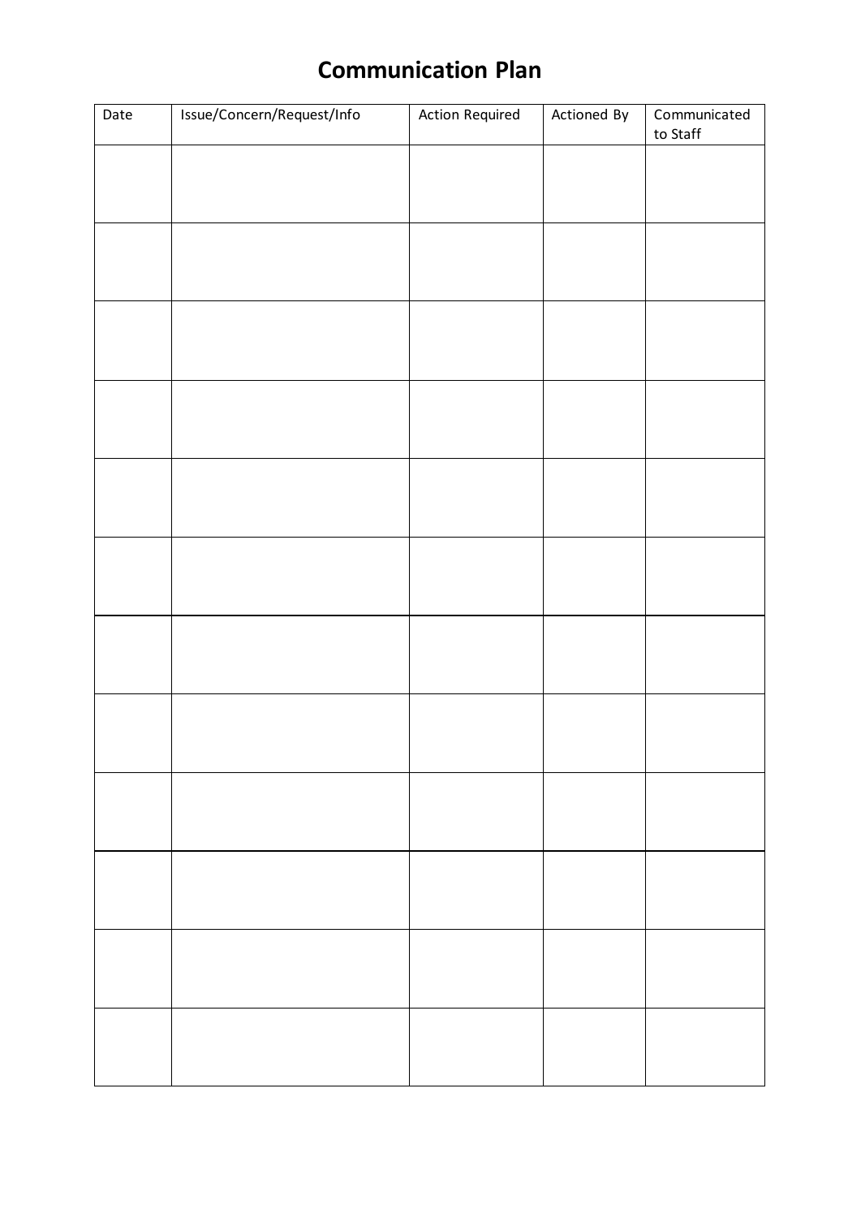# Communication Plan

| Date | Issue/Concern/Request/Info | Action Required | Actioned By | Communicated to Staff |
|---|---|---|---|---|
| | | | | |
| | | | | |
| | | | | |
| | | | | |
| | | | | |
| | | | | |
| | | | | |
| | | | | |
| | | | | |
| | | | | |
| | | | | |
| | | | | |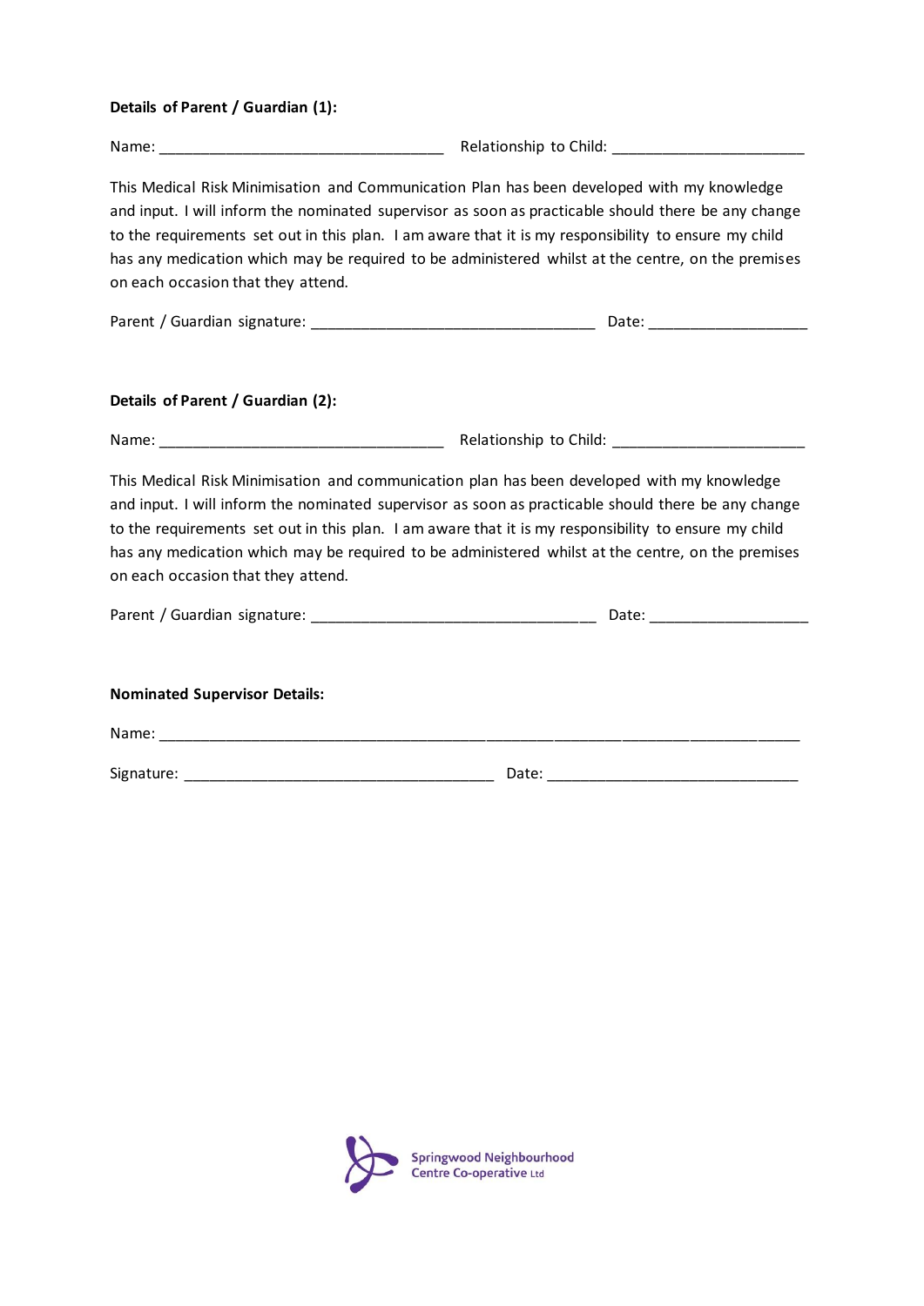**Details of Parent / Guardian (1):**

Name: ___________________________________ Relationship to Child: ________________________

This Medical Risk Minimisation and Communication Plan has been developed with my knowledge and input. I will inform the nominated supervisor as soon as practicable should there be any change to the requirements set out in this plan. I am aware that it is my responsibility to ensure my child has any medication which may be required to be administered whilst at the centre, on the premises on each occasion that they attend.

Parent / Guardian signature: ___________________________________ Date: ____________________

**Details of Parent / Guardian (2):**

Name: ___________________________________ Relationship to Child: ________________________

This Medical Risk Minimisation and communication plan has been developed with my knowledge and input. I will inform the nominated supervisor as soon as practicable should there be any change to the requirements set out in this plan. I am aware that it is my responsibility to ensure my child has any medication which may be required to be administered whilst at the centre, on the premises on each occasion that they attend.

Parent / Guardian signature: ___________________________________ Date: ____________________

**Nominated Supervisor Details:**

Name: ________________________________________________________________________________

Signature: ______________________________________ Date: _______________________________

Springwood Neighbourhood Centre Co-operative Ltd